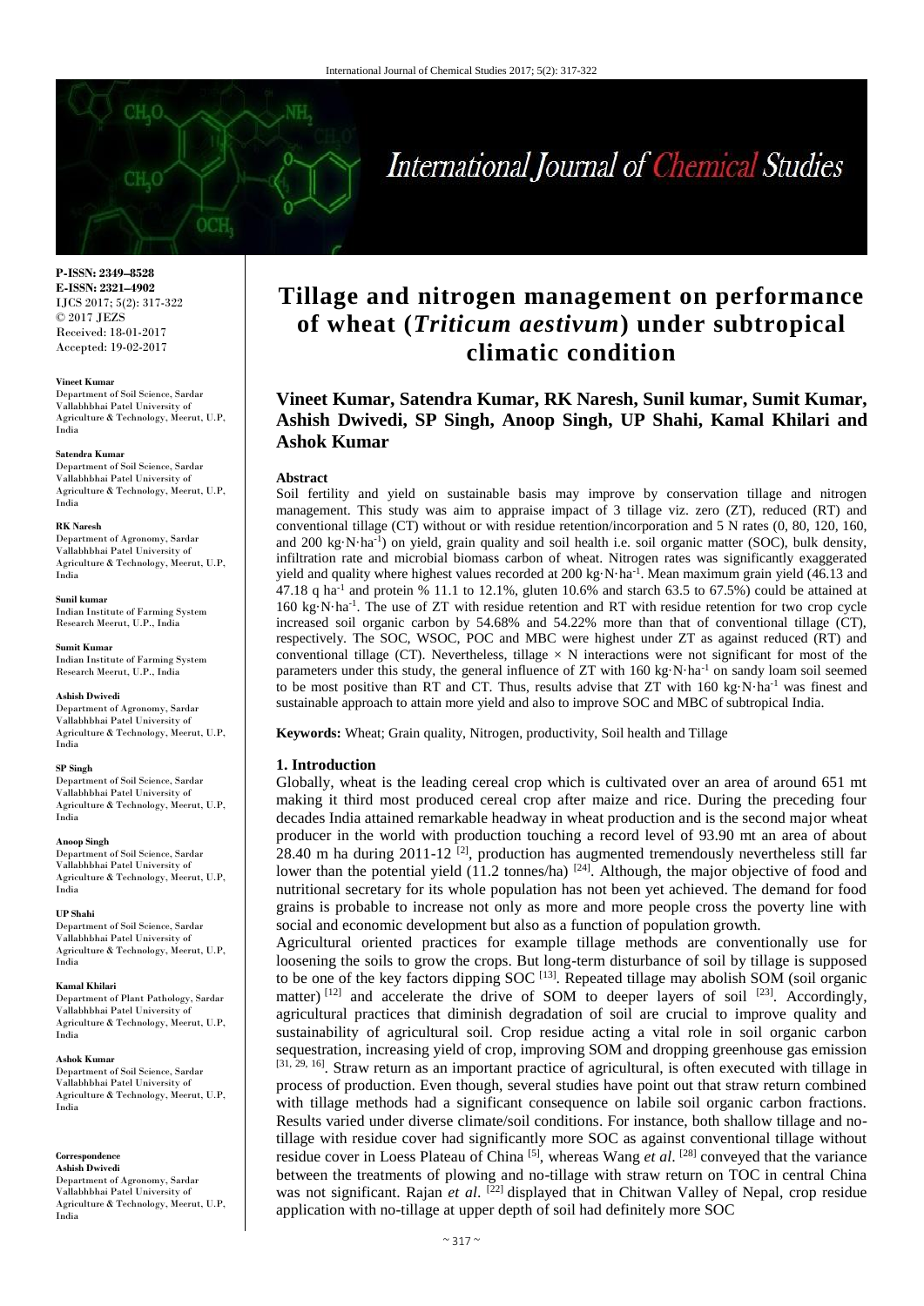**P-ISSN: 2349–8528**
**E-ISSN: 2321–4902**
IJCS 2017; 5(2): 317-322
© 2017 JEZS
Received: 18-01-2017
Accepted: 19-02-2017

**Vineet Kumar**
Department of Soil Science, Sardar Vallabhbhai Patel University of Agriculture & Technology, Meerut, U.P, India

**Satendra Kumar**
Department of Soil Science, Sardar Vallabhbhai Patel University of Agriculture & Technology, Meerut, U.P, India

**RK Naresh**
Department of Agronomy, Sardar Vallabhbhai Patel University of Agriculture & Technology, Meerut, U.P, India

**Sunil kumar**
Indian Institute of Farming System Research Meerut, U.P., India

**Sumit Kumar**
Indian Institute of Farming System Research Meerut, U.P., India

**Ashish Dwivedi**
Department of Agronomy, Sardar Vallabhbhai Patel University of Agriculture & Technology, Meerut, U.P, India

**SP Singh**
Department of Soil Science, Sardar Vallabhbhai Patel University of Agriculture & Technology, Meerut, U.P, India

**Anoop Singh**
Department of Soil Science, Sardar Vallabhbhai Patel University of Agriculture & Technology, Meerut, U.P, India

**UP Shahi**
Department of Soil Science, Sardar Vallabhbhai Patel University of Agriculture & Technology, Meerut, U.P, India

**Kamal Khilari**
Department of Plant Pathology, Sardar Vallabhbhai Patel University of Agriculture & Technology, Meerut, U.P, India

**Ashok Kumar**
Department of Soil Science, Sardar Vallabhbhai Patel University of Agriculture & Technology, Meerut, U.P, India

**Correspondence**
**Ashish Dwivedi**
Department of Agronomy, Sardar Vallabhbhai Patel University of Agriculture & Technology, Meerut, U.P, India

# Tillage and nitrogen management on performance of wheat (*Triticum aestivum*) under subtropical climatic condition

**Vineet Kumar, Satendra Kumar, RK Naresh, Sunil kumar, Sumit Kumar, Ashish Dwivedi, SP Singh, Anoop Singh, UP Shahi, Kamal Khilari and Ashok Kumar**

## Abstract

Soil fertility and yield on sustainable basis may improve by conservation tillage and nitrogen management. This study was aim to appraise impact of 3 tillage viz. zero (ZT), reduced (RT) and conventional tillage (CT) without or with residue retention/incorporation and 5 N rates (0, 80, 120, 160, and 200 kg·N·ha$^{-1}$) on yield, grain quality and soil health i.e. soil organic matter (SOC), bulk density, infiltration rate and microbial biomass carbon of wheat. Nitrogen rates was significantly exaggerated yield and quality where highest values recorded at 200 kg·N·ha$^{-1}$. Mean maximum grain yield (46.13 and 47.18 q ha$^{-1}$ and protein % 11.1 to 12.1%, gluten 10.6% and starch 63.5 to 67.5%) could be attained at 160 kg·N·ha$^{-1}$. The use of ZT with residue retention and RT with residue retention for two crop cycle increased soil organic carbon by 54.68% and 54.22% more than that of conventional tillage (CT), respectively. The SOC, WSOC, POC and MBC were highest under ZT as against reduced (RT) and conventional tillage (CT). Nevertheless, tillage × N interactions were not significant for most of the parameters under this study, the general influence of ZT with 160 kg·N·ha$^{-1}$ on sandy loam soil seemed to be most positive than RT and CT. Thus, results advise that ZT with 160 kg·N·ha$^{-1}$ was finest and sustainable approach to attain more yield and also to improve SOC and MBC of subtropical India.

**Keywords:** Wheat; Grain quality, Nitrogen, productivity, Soil health and Tillage

## 1. Introduction

Globally, wheat is the leading cereal crop which is cultivated over an area of around 651 mt making it third most produced cereal crop after maize and rice. During the preceding four decades India attained remarkable headway in wheat production and is the second major wheat producer in the world with production touching a record level of 93.90 mt an area of about 28.40 m ha during 2011-12 [2], production has augmented tremendously nevertheless still far lower than the potential yield (11.2 tonnes/ha) [24]. Although, the major objective of food and nutritional secretary for its whole population has not been yet achieved. The demand for food grains is probable to increase not only as more and more people cross the poverty line with social and economic development but also as a function of population growth.

Agricultural oriented practices for example tillage methods are conventionally use for loosening the soils to grow the crops. But long-term disturbance of soil by tillage is supposed to be one of the key factors dipping SOC [13]. Repeated tillage may abolish SOM (soil organic matter) [12] and accelerate the drive of SOM to deeper layers of soil [23]. Accordingly, agricultural practices that diminish degradation of soil are crucial to improve quality and sustainability of agricultural soil. Crop residue acting a vital role in soil organic carbon sequestration, increasing yield of crop, improving SOM and dropping greenhouse gas emission [31, 29, 16]. Straw return as an important practice of agricultural, is often executed with tillage in process of production. Even though, several studies have point out that straw return combined with tillage methods had a significant consequence on labile soil organic carbon fractions. Results varied under diverse climate/soil conditions. For instance, both shallow tillage and no-tillage with residue cover had significantly more SOC as against conventional tillage without residue cover in Loess Plateau of China [5], whereas Wang *et al*. [28] conveyed that the variance between the treatments of plowing and no-tillage with straw return on TOC in central China was not significant. Rajan *et al*. [22] displayed that in Chitwan Valley of Nepal, crop residue application with no-tillage at upper depth of soil had definitely more SOC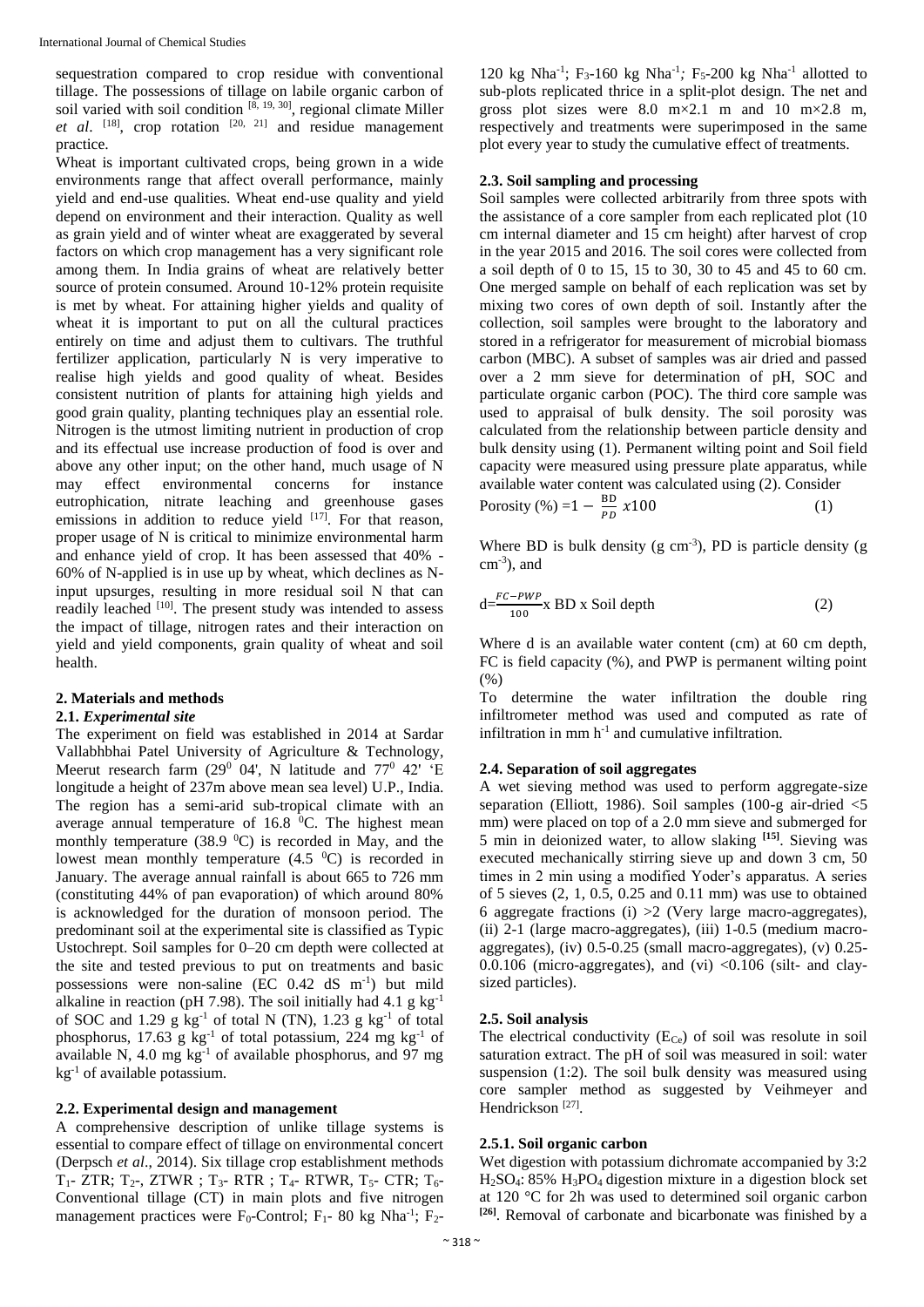sequestration compared to crop residue with conventional tillage. The possessions of tillage on labile organic carbon of soil varied with soil condition [8, 19, 30], regional climate Miller *et al*. [18], crop rotation [20, 21] and residue management practice.

Wheat is important cultivated crops, being grown in a wide environments range that affect overall performance, mainly yield and end-use qualities. Wheat end-use quality and yield depend on environment and their interaction. Quality as well as grain yield and of winter wheat are exaggerated by several factors on which crop management has a very significant role among them. In India grains of wheat are relatively better source of protein consumed. Around 10-12% protein requisite is met by wheat. For attaining higher yields and quality of wheat it is important to put on all the cultural practices entirely on time and adjust them to cultivars. The truthful fertilizer application, particularly N is very imperative to realise high yields and good quality of wheat. Besides consistent nutrition of plants for attaining high yields and good grain quality, planting techniques play an essential role. Nitrogen is the utmost limiting nutrient in production of crop and its effectual use increase production of food is over and above any other input; on the other hand, much usage of N may effect environmental concerns for instance eutrophication, nitrate leaching and greenhouse gases emissions in addition to reduce yield [17]. For that reason, proper usage of N is critical to minimize environmental harm and enhance yield of crop. It has been assessed that 40% - 60% of N-applied is in use up by wheat, which declines as N-input upsurges, resulting in more residual soil N that can readily leached [10]. The present study was intended to assess the impact of tillage, nitrogen rates and their interaction on yield and yield components, grain quality of wheat and soil health.

## 2. Materials and methods

### 2.1. *Experimental site*

The experiment on field was established in 2014 at Sardar Vallabhbhai Patel University of Agriculture & Technology, Meerut research farm ($29^0$ 04', N latitude and $77^0$ 42' 'E longitude a height of 237m above mean sea level) U.P., India. The region has a semi-arid sub-tropical climate with an average annual temperature of 16.8 $^0$C. The highest mean monthly temperature (38.9 $^0$C) is recorded in May, and the lowest mean monthly temperature (4.5 $^0$C) is recorded in January. The average annual rainfall is about 665 to 726 mm (constituting 44% of pan evaporation) of which around 80% is acknowledged for the duration of monsoon period. The predominant soil at the experimental site is classified as Typic Ustochrept. Soil samples for 0–20 cm depth were collected at the site and tested previous to put on treatments and basic possessions were non-saline (EC 0.42 dS $m^{-1}$) but mild alkaline in reaction (pH 7.98). The soil initially had 4.1 g $kg^{-1}$ of SOC and 1.29 g $kg^{-1}$ of total N (TN), 1.23 g $kg^{-1}$ of total phosphorus, 17.63 g $kg^{-1}$ of total potassium, 224 mg $kg^{-1}$ of available N, 4.0 mg $kg^{-1}$ of available phosphorus, and 97 mg $kg^{-1}$ of available potassium.

### 2.2. Experimental design and management

A comprehensive description of unlike tillage systems is essential to compare effect of tillage on environmental concert (Derpsch *et al*., 2014). Six tillage crop establishment methods $T_1$- ZTR; $T_2$-, ZTWR ; $T_3$- RTR ; $T_4$- RTWR, $T_5$- CTR; $T_6$- Conventional tillage (CT) in main plots and five nitrogen management practices were $F_0$-Control; $F_1$- 80 kg $Nha^{-1}$; $F_2$- 120 kg $Nha^{-1}$; $F_3$-160 kg $Nha^{-1}$; $F_5$-200 kg $Nha^{-1}$ allotted to sub-plots replicated thrice in a split-plot design. The net and gross plot sizes were 8.0 m×2.1 m and 10 m×2.8 m, respectively and treatments were superimposed in the same plot every year to study the cumulative effect of treatments.

### 2.3. Soil sampling and processing

Soil samples were collected arbitrarily from three spots with the assistance of a core sampler from each replicated plot (10 cm internal diameter and 15 cm height) after harvest of crop in the year 2015 and 2016. The soil cores were collected from a soil depth of 0 to 15, 15 to 30, 30 to 45 and 45 to 60 cm. One merged sample on behalf of each replication was set by mixing two cores of own depth of soil. Instantly after the collection, soil samples were brought to the laboratory and stored in a refrigerator for measurement of microbial biomass carbon (MBC). A subset of samples was air dried and passed over a 2 mm sieve for determination of pH, SOC and particulate organic carbon (POC). The third core sample was used to appraisal of bulk density. The soil porosity was calculated from the relationship between particle density and bulk density using (1). Permanent wilting point and Soil field capacity were measured using pressure plate apparatus, while available water content was calculated using (2). Consider

$$\text{Porosity (\%)} = 1 - \frac{BD}{PD} x100 \qquad (1)$$

Where BD is bulk density (g $cm^{-3}$), PD is particle density (g $cm^{-3}$), and

$$d = \frac{FC - PWP}{100} \text{x BD x Soil depth} \qquad (2)$$

Where d is an available water content (cm) at 60 cm depth, FC is field capacity (%), and PWP is permanent wilting point (%)

To determine the water infiltration the double ring infiltrometer method was used and computed as rate of infiltration in mm $h^{-1}$ and cumulative infiltration.

### 2.4. Separation of soil aggregates

A wet sieving method was used to perform aggregate-size separation (Elliott, 1986). Soil samples (100-g air-dried <5 mm) were placed on top of a 2.0 mm sieve and submerged for 5 min in deionized water, to allow slaking [15]. Sieving was executed mechanically stirring sieve up and down 3 cm, 50 times in 2 min using a modified Yoder's apparatus. A series of 5 sieves (2, 1, 0.5, 0.25 and 0.11 mm) was use to obtained 6 aggregate fractions (i) >2 (Very large macro-aggregates), (ii) 2-1 (large macro-aggregates), (iii) 1-0.5 (medium macro-aggregates), (iv) 0.5-0.25 (small macro-aggregates), (v) 0.25-0.0.106 (micro-aggregates), and (vi) <0.106 (silt- and clay-sized particles).

### 2.5. Soil analysis

The electrical conductivity ($E_{Ce}$) of soil was resolute in soil saturation extract. The pH of soil was measured in soil: water suspension (1:2). The soil bulk density was measured using core sampler method as suggested by Veihmeyer and Hendrickson [27].

#### 2.5.1. Soil organic carbon

Wet digestion with potassium dichromate accompanied by 3:2 $H_2SO_4$: 85% $H_3PO_4$ digestion mixture in a digestion block set at 120 °C for 2h was used to determined soil organic carbon [26]. Removal of carbonate and bicarbonate was finished by a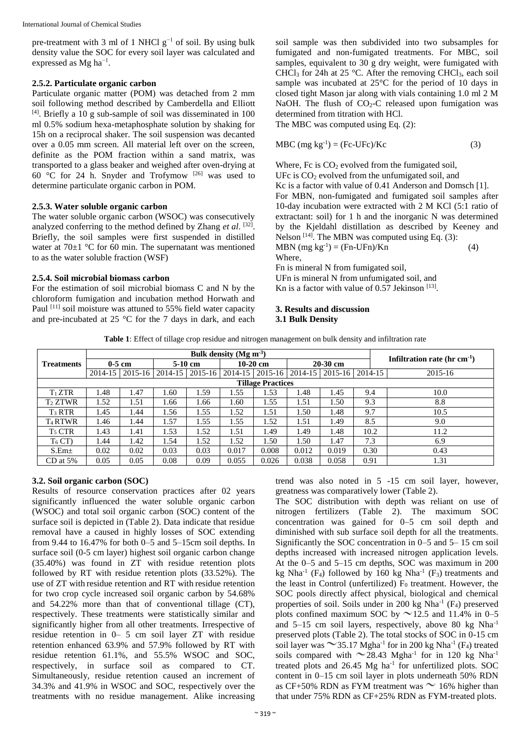pre-treatment with 3 ml of 1 NHCl $g^{-1}$ of soil. By using bulk density value the SOC for every soil layer was calculated and expressed as Mg $ha^{-1}$.

### 2.5.2. Particulate organic carbon

Particulate organic matter (POM) was detached from 2 mm soil following method described by Camberdella and Elliott [4]. Briefly a 10 g sub-sample of soil was disseminated in 100 ml 0.5% sodium hexa-metaphosphate solution by shaking for 15h on a reciprocal shaker. The soil suspension was decanted over a 0.05 mm screen. All material left over on the screen, definite as the POM fraction within a sand matrix, was transported to a glass beaker and weighed after oven-drying at 60 °C for 24 h. Snyder and Trofymow [26] was used to determine particulate organic carbon in POM.

### 2.5.3. Water soluble organic carbon

The water soluble organic carbon (WSOC) was consecutively analyzed conferring to the method defined by Zhang *et al*. [32]. Briefly, the soil samples were first suspended in distilled water at 70±1 °C for 60 min. The supernatant was mentioned to as the water soluble fraction (WSF)

### 2.5.4. Soil microbial biomass carbon

For the estimation of soil microbial biomass C and N by the chloroform fumigation and incubation method Horwath and Paul [11] soil moisture was attuned to 55% field water capacity and pre-incubated at 25 °C for the 7 days in dark, and each soil sample was then subdivided into two subsamples for fumigated and non-fumigated treatments. For MBC, soil samples, equivalent to 30 g dry weight, were fumigated with $CHCl_3$ for 24h at 25 °C. After the removing $CHCl_3$, each soil sample was incubated at 25°C for the period of 10 days in closed tight Mason jar along with vials containing 1.0 ml 2 M NaOH. The flush of $CO_2$-C released upon fumigation was determined from titration with HCl.

The MBC was computed using Eq. (2):

$$MBC\ (mg\ kg^{-1}) = (Fc-UFc)/Kc \qquad (3)$$

Where, Fc is $CO_2$ evolved from the fumigated soil,
UFc is $CO_2$ evolved from the unfumigated soil, and
Kc is a factor with value of 0.41 Anderson and Domsch [1].

For MBN, non-fumigated and fumigated soil samples after 10-day incubation were extracted with 2 M KCl (5:1 ratio of extractant: soil) for 1 h and the inorganic N was determined by the Kjeldahl distillation as described by Keeney and Nelson [14]. The MBN was computed using Eq. (3):

$$MBN\ (mg\ kg^{-1}) = (Fn-UFn)/Kn \qquad (4)$$

Where,
Fn is mineral N from fumigated soil,
UFn is mineral N from unfumigated soil, and
Kn is a factor with value of 0.57 Jekinson [13].

## 3. Results and discussion

### 3.1 Bulk Density

**Table 1**: Effect of tillage crop residue and nitrogen management on bulk density and infiltration rate

| Treatments | Bulk density (Mg $m^{-3}$) | | | | | | | | Infiltration rate (hr $cm^{-1}$) | |
|---|---|---|---|---|---|---|---|---|---|---|
| | 0-5 cm | | 5-10 cm | | 10-20 cm | | 20-30 cm | | | |
| | 2014-15 | 2015-16 | 2014-15 | 2015-16 | 2014-15 | 2015-16 | 2014-15 | 2015-16 | 2014-15 | 2015-16 |
| **Tillage Practices** | | | | | | | | | | |
| $T_1$ ZTR | 1.48 | 1.47 | 1.60 | 1.59 | 1.55 | 1.53 | 1.48 | 1.45 | 9.4 | 10.0 |
| $T_2$ ZTWR | 1.52 | 1.51 | 1.66 | 1.66 | 1.60 | 1.55 | 1.51 | 1.50 | 9.3 | 8.8 |
| $T_3$ RTR | 1.45 | 1.44 | 1.56 | 1.55 | 1.52 | 1.51 | 1.50 | 1.48 | 9.7 | 10.5 |
| $T_4$ RTWR | 1.46 | 1.44 | 1.57 | 1.55 | 1.55 | 1.52 | 1.51 | 1.49 | 8.5 | 9.0 |
| $T_5$ CTR | 1.43 | 1.41 | 1.53 | 1.52 | 1.51 | 1.49 | 1.49 | 1.48 | 10.2 | 11.2 |
| $T_6$ CT) | 1.44 | 1.42 | 1.54 | 1.52 | 1.52 | 1.50 | 1.50 | 1.47 | 7.3 | 6.9 |
| S.Em± | 0.02 | 0.02 | 0.03 | 0.03 | 0.017 | 0.008 | 0.012 | 0.019 | 0.30 | 0.43 |
| CD at 5% | 0.05 | 0.05 | 0.08 | 0.09 | 0.055 | 0.026 | 0.038 | 0.058 | 0.91 | 1.31 |

### 3.2. Soil organic carbon (SOC)

Results of resource conservation practices after 02 years significantly influenced the water soluble organic carbon (WSOC) and total soil organic carbon (SOC) content of the surface soil is depicted in (Table 2). Data indicate that residue removal have a caused in highly losses of SOC extending from 9.44 to 16.47% for both 0–5 and 5–15cm soil depths. In surface soil (0-5 cm layer) highest soil organic carbon change (35.40%) was found in ZT with residue retention plots followed by RT with residue retention plots (33.52%). The use of ZT with residue retention and RT with residue retention for two crop cycle increased soil organic carbon by 54.68% and 54.22% more than that of conventional tillage (CT), respectively. These treatments were statistically similar and significantly higher from all other treatments. Irrespective of residue retention in 0– 5 cm soil layer ZT with residue retention enhanced 63.9% and 57.9% followed by RT with residue retention 61.1%, and 55.5% WSOC and SOC, respectively, in surface soil as compared to CT. Simultaneously, residue retention caused an increment of 34.3% and 41.9% in WSOC and SOC, respectively over the treatments with no residue management. Alike increasing trend was also noted in 5 -15 cm soil layer, however, greatness was comparatively lower (Table 2).

The SOC distribution with depth was reliant on use of nitrogen fertilizers (Table 2). The maximum SOC concentration was gained for 0–5 cm soil depth and diminished with sub surface soil depth for all the treatments. Significantly the SOC concentration in 0–5 and 5– 15 cm soil depths increased with increased nitrogen application levels. At the 0–5 and 5–15 cm depths, SOC was maximum in 200 kg $Nha^{-1}$ ($F_4$) followed by 160 kg $Nha^{-1}$ ($F_3$) treatments and the least in Control (unfertilized) $F_0$ treatment. However, the SOC pools directly affect physical, biological and chemical properties of soil. Soils under in 200 kg $Nha^{-1}$ ($F_4$) preserved plots confined maximum SOC by ~12.5 and 11.4% in 0–5 and 5–15 cm soil layers, respectively, above 80 kg $Nha^{-1}$ preserved plots (Table 2). The total stocks of SOC in 0-15 cm soil layer was ~35.17 $Mgha^{-1}$ for in 200 kg $Nha^{-1}$ ($F_4$) treated soils compared with ~28.43 $Mgha^{-1}$ for in 120 kg $Nha^{-1}$ treated plots and 26.45 Mg $ha^{-1}$ for unfertilized plots. SOC content in 0–15 cm soil layer in plots underneath 50% RDN as CF+50% RDN as FYM treatment was ~ 16% higher than that under 75% RDN as CF+25% RDN as FYM-treated plots.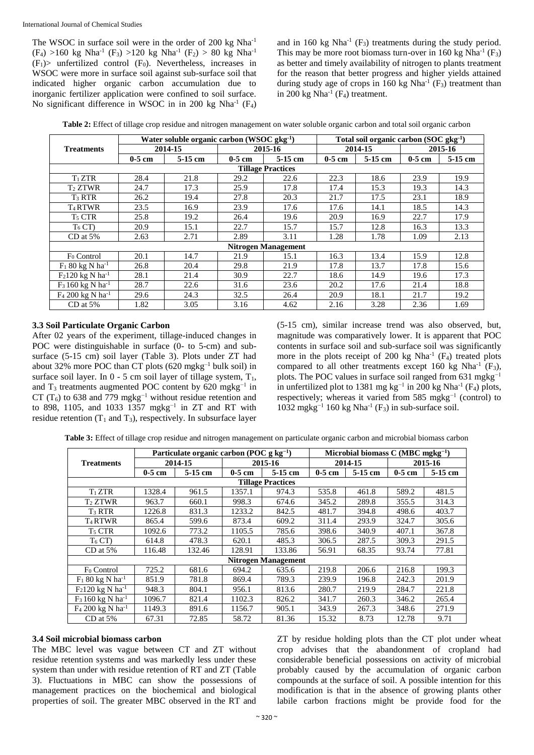The WSOC in surface soil were in the order of 200 kg Nha$^{-1}$ ($F_4$) >160 kg Nha$^{-1}$ ($F_3$) >120 kg Nha$^{-1}$ ($F_2$) > 80 kg Nha$^{-1}$ ($F_1$)> unfertilized control ($F_0$). Nevertheless, increases in WSOC were more in surface soil against sub-surface soil that indicated higher organic carbon accumulation due to inorganic fertilizer application were confined to soil surface. No significant difference in WSOC in in 200 kg Nha$^{-1}$ ($F_4$) and in 160 kg Nha$^{-1}$ ($F_3$) treatments during the study period. This may be more root biomass turn-over in 160 kg Nha$^{-1}$ ($F_3$) as better and timely availability of nitrogen to plants treatment for the reason that better progress and higher yields attained during study age of crops in 160 kg Nha$^{-1}$ ($F_3$) treatment than in 200 kg Nha$^{-1}$ ($F_4$) treatment.

**Table 2:** Effect of tillage crop residue and nitrogen management on water soluble organic carbon and total soil organic carbon

| Treatments | Water soluble organic carbon (WSOC gkg$^{-1}$) | | | | Total soil organic carbon (SOC gkg$^{-1}$) | | | |
|---|---|---|---|---|---|---|---|---|
| | 2014-15 | | 2015-16 | | 2014-15 | | 2015-16 | |
| | 0-5 cm | 5-15 cm | 0-5 cm | 5-15 cm | 0-5 cm | 5-15 cm | 0-5 cm | 5-15 cm |
| **Tillage Practices** | | | | | | | | |
| $T_1$ ZTR | 28.4 | 21.8 | 29.2 | 22.6 | 22.3 | 18.6 | 23.9 | 19.9 |
| $T_2$ ZTWR | 24.7 | 17.3 | 25.9 | 17.8 | 17.4 | 15.3 | 19.3 | 14.3 |
| $T_3$ RTR | 26.2 | 19.4 | 27.8 | 20.3 | 21.7 | 17.5 | 23.1 | 18.9 |
| $T_4$ RTWR | 23.5 | 16.9 | 23.9 | 17.6 | 17.6 | 14.1 | 18.5 | 14.3 |
| $T_5$ CTR | 25.8 | 19.2 | 26.4 | 19.6 | 20.9 | 16.9 | 22.7 | 17.9 |
| $T_6$ CT) | 20.9 | 15.1 | 22.7 | 15.7 | 15.7 | 12.8 | 16.3 | 13.3 |
| CD at 5% | 2.63 | 2.71 | 2.89 | 3.11 | 1.28 | 1.78 | 1.09 | 2.13 |
| **Nitrogen Management** | | | | | | | | |
| $F_0$ Control | 20.1 | 14.7 | 21.9 | 15.1 | 16.3 | 13.4 | 15.9 | 12.8 |
| $F_1$ 80 kg N ha$^{-1}$ | 26.8 | 20.4 | 29.8 | 21.9 | 17.8 | 13.7 | 17.8 | 15.6 |
| $F_2$120 kg N ha$^{-1}$ | 28.1 | 21.4 | 30.9 | 22.7 | 18.6 | 14.9 | 19.6 | 17.3 |
| $F_3$ 160 kg N ha$^{-1}$ | 28.7 | 22.6 | 31.6 | 23.6 | 20.2 | 17.6 | 21.4 | 18.8 |
| $F_4$ 200 kg N ha$^{-1}$ | 29.6 | 24.3 | 32.5 | 26.4 | 20.9 | 18.1 | 21.7 | 19.2 |
| CD at 5% | 1.82 | 3.05 | 3.16 | 4.62 | 2.16 | 3.28 | 2.36 | 1.69 |

### 3.3 Soil Particulate Organic Carbon

After 02 years of the experiment, tillage-induced changes in POC were distinguishable in surface (0- to 5-cm) and sub-surface (5-15 cm) soil layer (Table 3). Plots under ZT had about 32% more POC than CT plots (620 mgkg$^{-1}$ bulk soil) in surface soil layer. In 0 - 5 cm soil layer of tillage system, $T_1$, and $T_3$ treatments augmented POC content by 620 mgkg$^{-1}$ in CT ($T_6$) to 638 and 779 mgkg$^{-1}$ without residue retention and to 898, 1105, and 1033 1357 mgkg$^{-1}$ in ZT and RT with residue retention ($T_1$ and $T_3$), respectively. In subsurface layer (5-15 cm), similar increase trend was also observed, but, magnitude was comparatively lower. It is apparent that POC contents in surface soil and sub-surface soil was significantly more in the plots receipt of 200 kg Nha$^{-1}$ ($F_4$) treated plots compared to all other treatments except 160 kg Nha$^{-1}$ ($F_3$), plots. The POC values in surface soil ranged from 631 mgkg$^{-1}$ in unfertilized plot to 1381 mg kg$^{-1}$ in 200 kg Nha$^{-1}$ ($F_4$) plots, respectively; whereas it varied from 585 mgkg$^{-1}$ (control) to 1032 mgkg$^{-1}$ 160 kg Nha$^{-1}$ ($F_3$) in sub-surface soil.

**Table 3:** Effect of tillage crop residue and nitrogen management on particulate organic carbon and microbial biomass carbon

| Treatments | Particulate organic carbon (POC g kg$^{-1}$) | | | | Microbial biomass C (MBC mgkg$^{-1}$) | | | |
|---|---|---|---|---|---|---|---|---|
| | 2014-15 | | 2015-16 | | 2014-15 | | 2015-16 | |
| | 0-5 cm | 5-15 cm | 0-5 cm | 5-15 cm | 0-5 cm | 5-15 cm | 0-5 cm | 5-15 cm |
| **Tillage Practices** | | | | | | | | |
| $T_1$ ZTR | 1328.4 | 961.5 | 1357.1 | 974.3 | 535.8 | 461.8 | 589.2 | 481.5 |
| $T_2$ ZTWR | 963.7 | 660.1 | 998.3 | 674.6 | 345.2 | 289.8 | 355.5 | 314.3 |
| $T_3$ RTR | 1226.8 | 831.3 | 1233.2 | 842.5 | 481.7 | 394.8 | 498.6 | 403.7 |
| $T_4$ RTWR | 865.4 | 599.6 | 873.4 | 609.2 | 311.4 | 293.9 | 324.7 | 305.6 |
| $T_5$ CTR | 1092.6 | 773.2 | 1105.5 | 785.6 | 398.6 | 340.9 | 407.1 | 367.8 |
| $T_6$ CT) | 614.8 | 478.3 | 620.1 | 485.3 | 306.5 | 287.5 | 309.3 | 291.5 |
| CD at 5% | 116.48 | 132.46 | 128.91 | 133.86 | 56.91 | 68.35 | 93.74 | 77.81 |
| **Nitrogen Management** | | | | | | | | |
| $F_0$ Control | 725.2 | 681.6 | 694.2 | 635.6 | 219.8 | 206.6 | 216.8 | 199.3 |
| $F_1$ 80 kg N ha$^{-1}$ | 851.9 | 781.8 | 869.4 | 789.3 | 239.9 | 196.8 | 242.3 | 201.9 |
| $F_2$120 kg N ha$^{-1}$ | 948.3 | 804.1 | 956.1 | 813.6 | 280.7 | 219.9 | 284.7 | 221.8 |
| $F_3$ 160 kg N ha$^{-1}$ | 1096.7 | 821.4 | 1102.3 | 826.2 | 341.7 | 260.3 | 346.2 | 265.4 |
| $F_4$ 200 kg N ha$^{-1}$ | 1149.3 | 891.6 | 1156.7 | 905.1 | 343.9 | 267.3 | 348.6 | 271.9 |
| CD at 5% | 67.31 | 72.85 | 58.72 | 81.36 | 15.32 | 8.73 | 12.78 | 9.71 |

### 3.4 Soil microbial biomass carbon

The MBC level was vague between CT and ZT without residue retention systems and was markedly less under these system than under with residue retention of RT and ZT (Table 3). Fluctuations in MBC can show the possessions of management practices on the biochemical and biological properties of soil. The greater MBC observed in the RT and ZT by residue holding plots than the CT plot under wheat crop advises that the abandonment of cropland had considerable beneficial possessions on activity of microbial probably caused by the accumulation of organic carbon compounds at the surface of soil. A possible intention for this modification is that in the absence of growing plants other labile carbon fractions might be provide food for the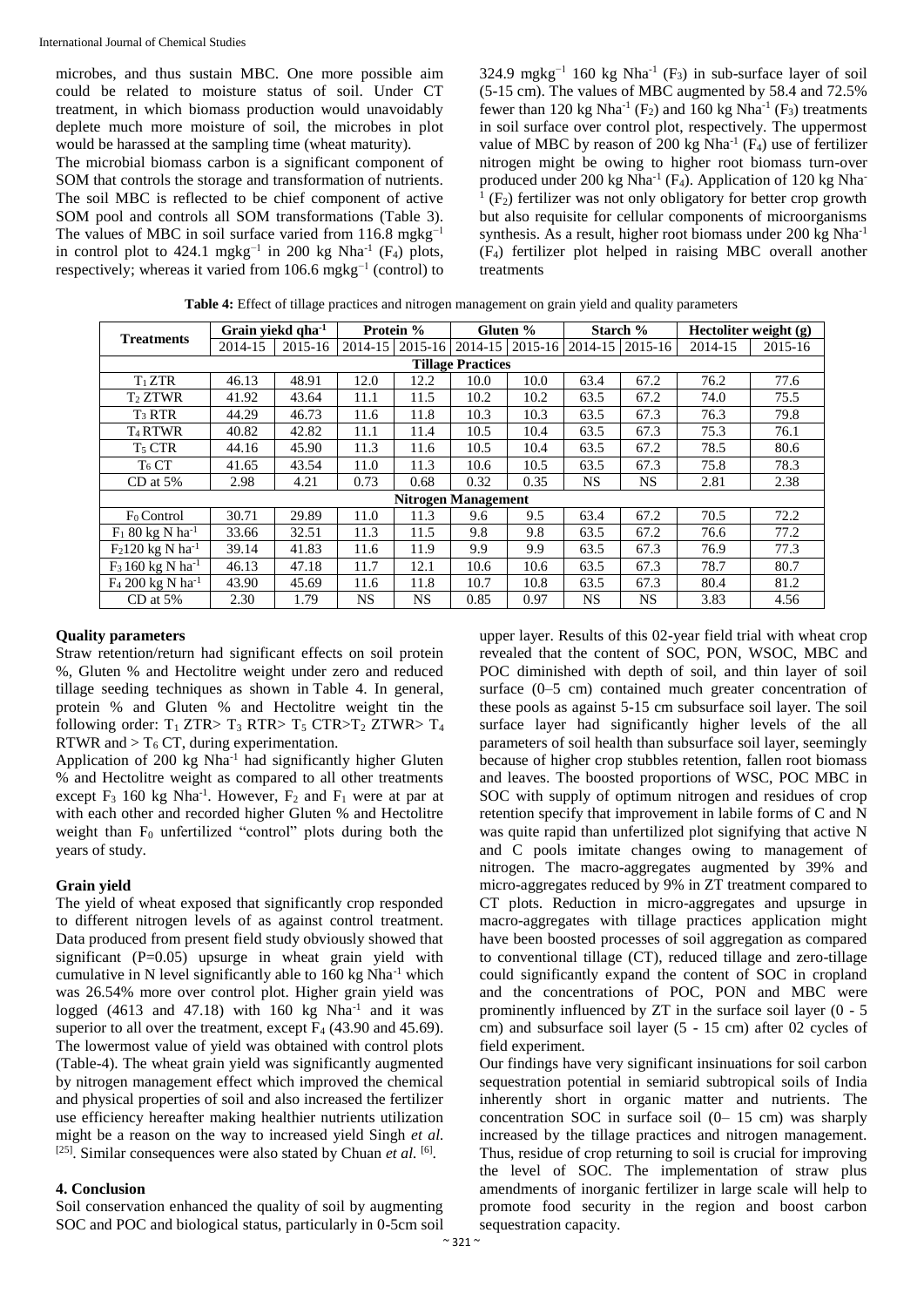microbes, and thus sustain MBC. One more possible aim could be related to moisture status of soil. Under CT treatment, in which biomass production would unavoidably deplete much more moisture of soil, the microbes in plot would be harassed at the sampling time (wheat maturity).

The microbial biomass carbon is a significant component of SOM that controls the storage and transformation of nutrients. The soil MBC is reflected to be chief component of active SOM pool and controls all SOM transformations (Table 3). The values of MBC in soil surface varied from 116.8 mgkg$^{-1}$ in control plot to 424.1 mgkg$^{-1}$ in 200 kg Nha$^{-1}$ ($F_4$) plots, respectively; whereas it varied from 106.6 mgkg$^{-1}$ (control) to 324.9 mgkg$^{-1}$ 160 kg Nha$^{-1}$ ($F_3$) in sub-surface layer of soil (5-15 cm). The values of MBC augmented by 58.4 and 72.5% fewer than 120 kg Nha$^{-1}$ ($F_2$) and 160 kg Nha$^{-1}$ ($F_3$) treatments in soil surface over control plot, respectively. The uppermost value of MBC by reason of 200 kg Nha$^{-1}$ ($F_4$) use of fertilizer nitrogen might be owing to higher root biomass turn-over produced under 200 kg Nha$^{-1}$ ($F_4$). Application of 120 kg Nha$^{-1}$ ($F_2$) fertilizer was not only obligatory for better crop growth but also requisite for cellular components of microorganisms synthesis. As a result, higher root biomass under 200 kg Nha$^{-1}$ ($F_4$) fertilizer plot helped in raising MBC overall another treatments

**Table 4:** Effect of tillage practices and nitrogen management on grain yield and quality parameters

| Treatments | Grain yiekd qha$^{-1}$ | | Protein % | | Gluten % | | Starch % | | Hectoliter weight (g) | |
|---|---|---|---|---|---|---|---|---|---|---|
| | 2014-15 | 2015-16 | 2014-15 | 2015-16 | 2014-15 | 2015-16 | 2014-15 | 2015-16 | 2014-15 | 2015-16 |
| **Tillage Practices** | | | | | | | | | | |
| $T_1$ ZTR | 46.13 | 48.91 | 12.0 | 12.2 | 10.0 | 10.0 | 63.4 | 67.2 | 76.2 | 77.6 |
| $T_2$ ZTWR | 41.92 | 43.64 | 11.1 | 11.5 | 10.2 | 10.2 | 63.5 | 67.2 | 74.0 | 75.5 |
| $T_3$ RTR | 44.29 | 46.73 | 11.6 | 11.8 | 10.3 | 10.3 | 63.5 | 67.3 | 76.3 | 79.8 |
| $T_4$ RTWR | 40.82 | 42.82 | 11.1 | 11.4 | 10.5 | 10.4 | 63.5 | 67.3 | 75.3 | 76.1 |
| $T_5$ CTR | 44.16 | 45.90 | 11.3 | 11.6 | 10.5 | 10.4 | 63.5 | 67.2 | 78.5 | 80.6 |
| $T_6$ CT | 41.65 | 43.54 | 11.0 | 11.3 | 10.6 | 10.5 | 63.5 | 67.3 | 75.8 | 78.3 |
| CD at 5% | 2.98 | 4.21 | 0.73 | 0.68 | 0.32 | 0.35 | NS | NS | 2.81 | 2.38 |
| **Nitrogen Management** | | | | | | | | | | |
| $F_0$ Control | 30.71 | 29.89 | 11.0 | 11.3 | 9.6 | 9.5 | 63.4 | 67.2 | 70.5 | 72.2 |
| $F_1$ 80 kg N ha$^{-1}$ | 33.66 | 32.51 | 11.3 | 11.5 | 9.8 | 9.8 | 63.5 | 67.2 | 76.6 | 77.2 |
| $F_2$120 kg N ha$^{-1}$ | 39.14 | 41.83 | 11.6 | 11.9 | 9.9 | 9.9 | 63.5 | 67.3 | 76.9 | 77.3 |
| $F_3$ 160 kg N ha$^{-1}$ | 46.13 | 47.18 | 11.7 | 12.1 | 10.6 | 10.6 | 63.5 | 67.3 | 78.7 | 80.7 |
| $F_4$ 200 kg N ha$^{-1}$ | 43.90 | 45.69 | 11.6 | 11.8 | 10.7 | 10.8 | 63.5 | 67.3 | 80.4 | 81.2 |
| CD at 5% | 2.30 | 1.79 | NS | NS | 0.85 | 0.97 | NS | NS | 3.83 | 4.56 |

### Quality parameters

Straw retention/return had significant effects on soil protein %, Gluten % and Hectolitre weight under zero and reduced tillage seeding techniques as shown in Table 4. In general, protein % and Gluten % and Hectolitre weight tin the following order: $T_1$ ZTR> $T_3$ RTR> $T_5$ CTR>$T_2$ ZTWR> $T_4$ RTWR and > $T_6$ CT, during experimentation.

Application of 200 kg Nha$^{-1}$ had significantly higher Gluten % and Hectolitre weight as compared to all other treatments except $F_3$ 160 kg Nha$^{-1}$. However, $F_2$ and $F_1$ were at par at with each other and recorded higher Gluten % and Hectolitre weight than $F_0$ unfertilized "control" plots during both the years of study.

### Grain yield

The yield of wheat exposed that significantly crop responded to different nitrogen levels of as against control treatment. Data produced from present field study obviously showed that significant (P=0.05) upsurge in wheat grain yield with cumulative in N level significantly able to 160 kg Nha$^{-1}$ which was 26.54% more over control plot. Higher grain yield was logged (4613 and 47.18) with 160 kg Nha$^{-1}$ and it was superior to all over the treatment, except $F_4$ (43.90 and 45.69). The lowermost value of yield was obtained with control plots (Table-4). The wheat grain yield was significantly augmented by nitrogen management effect which improved the chemical and physical properties of soil and also increased the fertilizer use efficiency hereafter making healthier nutrients utilization might be a reason on the way to increased yield Singh *et al.* [25]. Similar consequences were also stated by Chuan *et al.* [6].

## 4. Conclusion

Soil conservation enhanced the quality of soil by augmenting SOC and POC and biological status, particularly in 0-5cm soil upper layer. Results of this 02-year field trial with wheat crop revealed that the content of SOC, PON, WSOC, MBC and POC diminished with depth of soil, and thin layer of soil surface (0–5 cm) contained much greater concentration of these pools as against 5-15 cm subsurface soil layer. The soil surface layer had significantly higher levels of the all parameters of soil health than subsurface soil layer, seemingly because of higher crop stubbles retention, fallen root biomass and leaves. The boosted proportions of WSC, POC MBC in SOC with supply of optimum nitrogen and residues of crop retention specify that improvement in labile forms of C and N was quite rapid than unfertilized plot signifying that active N and C pools imitate changes owing to management of nitrogen. The macro-aggregates augmented by 39% and micro-aggregates reduced by 9% in ZT treatment compared to CT plots. Reduction in micro-aggregates and upsurge in macro-aggregates with tillage practices application might have been boosted processes of soil aggregation as compared to conventional tillage (CT), reduced tillage and zero-tillage could significantly expand the content of SOC in cropland and the concentrations of POC, PON and MBC were prominently influenced by ZT in the surface soil layer (0 - 5 cm) and subsurface soil layer (5 - 15 cm) after 02 cycles of field experiment.

Our findings have very significant insinuations for soil carbon sequestration potential in semiarid subtropical soils of India inherently short in organic matter and nutrients. The concentration SOC in surface soil (0– 15 cm) was sharply increased by the tillage practices and nitrogen management. Thus, residue of crop returning to soil is crucial for improving the level of SOC. The implementation of straw plus amendments of inorganic fertilizer in large scale will help to promote food security in the region and boost carbon sequestration capacity.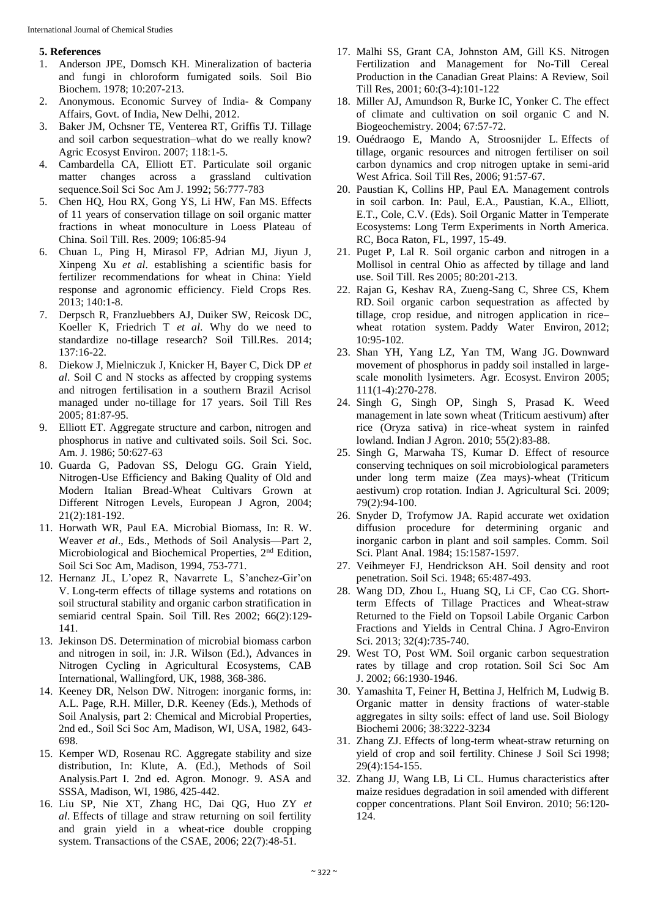## 5. References

1. Anderson JPE, Domsch KH. Mineralization of bacteria and fungi in chloroform fumigated soils. Soil Bio Biochem. 1978; 10:207-213.
2. Anonymous. Economic Survey of India- & Company Affairs, Govt. of India, New Delhi, 2012.
3. Baker JM, Ochsner TE, Venterea RT, Griffis TJ. Tillage and soil carbon sequestration–what do we really know? Agric Ecosyst Environ. 2007; 118:1-5.
4. Cambardella CA, Elliott ET. Particulate soil organic matter changes across a grassland cultivation sequence.Soil Sci Soc Am J. 1992; 56:777-783
5. Chen HQ, Hou RX, Gong YS, Li HW, Fan MS. Effects of 11 years of conservation tillage on soil organic matter fractions in wheat monoculture in Loess Plateau of China. Soil Till. Res. 2009; 106:85-94
6. Chuan L, Ping H, Mirasol FP, Adrian MJ, Jiyun J, Xinpeng Xu *et al*. establishing a scientific basis for fertilizer recommendations for wheat in China: Yield response and agronomic efficiency. Field Crops Res. 2013; 140:1-8.
7. Derpsch R, Franzluebbers AJ, Duiker SW, Reicosk DC, Koeller K, Friedrich T *et al*. Why do we need to standardize no-tillage research? Soil Till.Res. 2014; 137:16-22.
8. Diekow J, Mielniczuk J, Knicker H, Bayer C, Dick DP *et al*. Soil C and N stocks as affected by cropping systems and nitrogen fertilisation in a southern Brazil Acrisol managed under no-tillage for 17 years. Soil Till Res 2005; 81:87-95.
9. Elliott ET. Aggregate structure and carbon, nitrogen and phosphorus in native and cultivated soils. Soil Sci. Soc. Am. J. 1986; 50:627-63
10. Guarda G, Padovan SS, Delogu GG. Grain Yield, Nitrogen-Use Efficiency and Baking Quality of Old and Modern Italian Bread-Wheat Cultivars Grown at Different Nitrogen Levels, European J Agron, 2004; 21(2):181-192.
11. Horwath WR, Paul EA. Microbial Biomass, In: R. W. Weaver *et al*., Eds., Methods of Soil Analysis—Part 2, Microbiological and Biochemical Properties, 2nd Edition, Soil Sci Soc Am, Madison, 1994, 753-771.
12. Hernanz JL, L'opez R, Navarrete L, S'anchez-Gir'on V. Long-term effects of tillage systems and rotations on soil structural stability and organic carbon stratification in semiarid central Spain. Soil Till. Res 2002; 66(2):129-141.
13. Jekinson DS. Determination of microbial biomass carbon and nitrogen in soil, in: J.R. Wilson (Ed.), Advances in Nitrogen Cycling in Agricultural Ecosystems, CAB International, Wallingford, UK, 1988, 368-386.
14. Keeney DR, Nelson DW. Nitrogen: inorganic forms, in: A.L. Page, R.H. Miller, D.R. Keeney (Eds.), Methods of Soil Analysis, part 2: Chemical and Microbial Properties, 2nd ed., Soil Sci Soc Am, Madison, WI, USA, 1982, 643-698.
15. Kemper WD, Rosenau RC. Aggregate stability and size distribution, In: Klute, A. (Ed.), Methods of Soil Analysis.Part I. 2nd ed. Agron. Monogr. 9. ASA and SSSA, Madison, WI, 1986, 425-442.
16. Liu SP, Nie XT, Zhang HC, Dai QG, Huo ZY *et al*. Effects of tillage and straw returning on soil fertility and grain yield in a wheat-rice double cropping system. Transactions of the CSAE, 2006; 22(7):48-51.
17. Malhi SS, Grant CA, Johnston AM, Gill KS. Nitrogen Fertilization and Management for No-Till Cereal Production in the Canadian Great Plains: A Review, Soil Till Res, 2001; 60:(3-4):101-122
18. Miller AJ, Amundson R, Burke IC, Yonker C. The effect of climate and cultivation on soil organic C and N. Biogeochemistry. 2004; 67:57-72.
19. Ouédraogo E, Mando A, Stroosnijder L. Effects of tillage, organic resources and nitrogen fertiliser on soil carbon dynamics and crop nitrogen uptake in semi-arid West Africa. Soil Till Res, 2006; 91:57-67.
20. Paustian K, Collins HP, Paul EA. Management controls in soil carbon. In: Paul, E.A., Paustian, K.A., Elliott, E.T., Cole, C.V. (Eds). Soil Organic Matter in Temperate Ecosystems: Long Term Experiments in North America. RC, Boca Raton, FL, 1997, 15-49.
21. Puget P, Lal R. Soil organic carbon and nitrogen in a Mollisol in central Ohio as affected by tillage and land use. Soil Till. Res 2005; 80:201-213.
22. Rajan G, Keshav RA, Zueng-Sang C, Shree CS, Khem RD. Soil organic carbon sequestration as affected by tillage, crop residue, and nitrogen application in rice–wheat rotation system. Paddy Water Environ, 2012; 10:95-102.
23. Shan YH, Yang LZ, Yan TM, Wang JG. Downward movement of phosphorus in paddy soil installed in large-scale monolith lysimeters. Agr. Ecosyst. Environ 2005; 111(1-4):270-278.
24. Singh G, Singh OP, Singh S, Prasad K. Weed management in late sown wheat (Triticum aestivum) after rice (Oryza sativa) in rice-wheat system in rainfed lowland. Indian J Agron. 2010; 55(2):83-88.
25. Singh G, Marwaha TS, Kumar D. Effect of resource conserving techniques on soil microbiological parameters under long term maize (Zea mays)-wheat (Triticum aestivum) crop rotation. Indian J. Agricultural Sci. 2009; 79(2):94-100.
26. Snyder D, Trofymow JA. Rapid accurate wet oxidation diffusion procedure for determining organic and inorganic carbon in plant and soil samples. Comm. Soil Sci. Plant Anal. 1984; 15:1587-1597.
27. Veihmeyer FJ, Hendrickson AH. Soil density and root penetration. Soil Sci. 1948; 65:487-493.
28. Wang DD, Zhou L, Huang SQ, Li CF, Cao CG. Short-term Effects of Tillage Practices and Wheat-straw Returned to the Field on Topsoil Labile Organic Carbon Fractions and Yields in Central China. J Agro-Environ Sci. 2013; 32(4):735-740.
29. West TO, Post WM. Soil organic carbon sequestration rates by tillage and crop rotation. Soil Sci Soc Am J. 2002; 66:1930-1946.
30. Yamashita T, Feiner H, Bettina J, Helfrich M, Ludwig B. Organic matter in density fractions of water-stable aggregates in silty soils: effect of land use. Soil Biology Biochemi 2006; 38:3222-3234
31. Zhang ZJ. Effects of long-term wheat-straw returning on yield of crop and soil fertility. Chinese J Soil Sci 1998; 29(4):154-155.
32. Zhang JJ, Wang LB, Li CL. Humus characteristics after maize residues degradation in soil amended with different copper concentrations. Plant Soil Environ. 2010; 56:120-124.